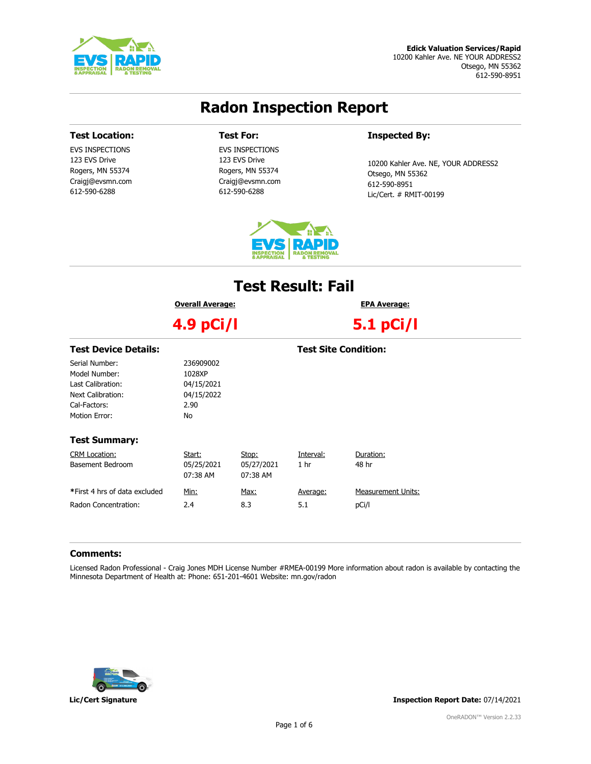**Edick Valuation Services/Rapid**
10200 Kahler Ave. NE YOUR ADDRESS2
Otsego, MN 55362
612-590-8951

# Radon Inspection Report

### Test Location:

EVS INSPECTIONS
123 EVS Drive
Rogers, MN 55374
Craigj@evsmn.com
612-590-6288

### Test For:

EVS INSPECTIONS
123 EVS Drive
Rogers, MN 55374
Craigj@evsmn.com
612-590-6288

### Inspected By:

10200 Kahler Ave. NE, YOUR ADDRESS2
Otsego, MN 55362
612-590-8951
Lic/Cert. # RMIT-00199

## Test Result: Fail

| Overall Average: | EPA Average: |
|---|---|
| **4.9 pCi/l** | **5.1 pCi/l** |

### Test Device Details:

| | |
|---|---|
| Serial Number: | 236909002 |
| Model Number: | 1028XP |
| Last Calibration: | 04/15/2021 |
| Next Calibration: | 04/15/2022 |
| Cal-Factors: | 2.90 |
| Motion Error: | No |

### Test Site Condition:

### Test Summary:

| CRM Location: | Start: | Stop: | Interval: | Duration: |
|---|---|---|---|---|
| Basement Bedroom | 05/25/2021 07:38 AM | 05/27/2021 07:38 AM | 1 hr | 48 hr |

| *First 4 hrs of data excluded | Min: | Max: | Average: | Measurement Units: |
|---|---|---|---|---|
| Radon Concentration: | 2.4 | 8.3 | 5.1 | pCi/l |

### Comments:

Licensed Radon Professional - Craig Jones MDH License Number #RMEA-00199 More information about radon is available by contacting the Minnesota Department of Health at: Phone: 651-201-4601 Website: mn.gov/radon

**Lic/Cert Signature**

**Inspection Report Date:** 07/14/2021

OneRADON™ Version 2.2.33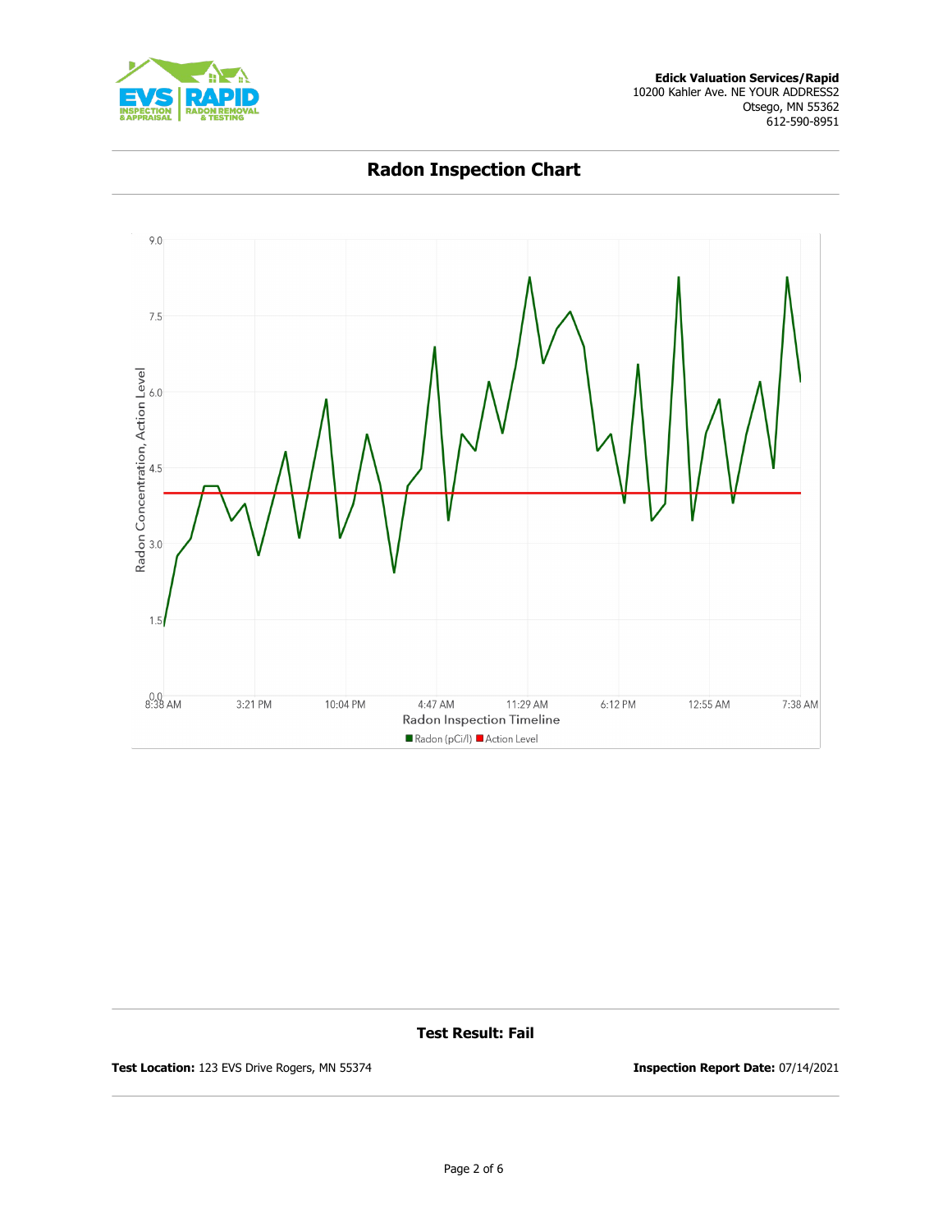**Edick Valuation Services/Rapid**
10200 Kahler Ave. NE YOUR ADDRESS2
Otsego, MN 55362
612-590-8951

# Radon Inspection Chart

Radon Concentration, Action Level

9.0
7.5
6.0
4.5
3.0
1.5
0.0

8:38 AM 3:21 PM 10:04 PM 4:47 AM 11:29 AM 6:12 PM 12:55 AM 7:38 AM

Radon Inspection Timeline

Radon (pCi/l) Action Level

**Test Result: Fail**

**Test Location:** 123 EVS Drive Rogers, MN 55374

**Inspection Report Date:** 07/14/2021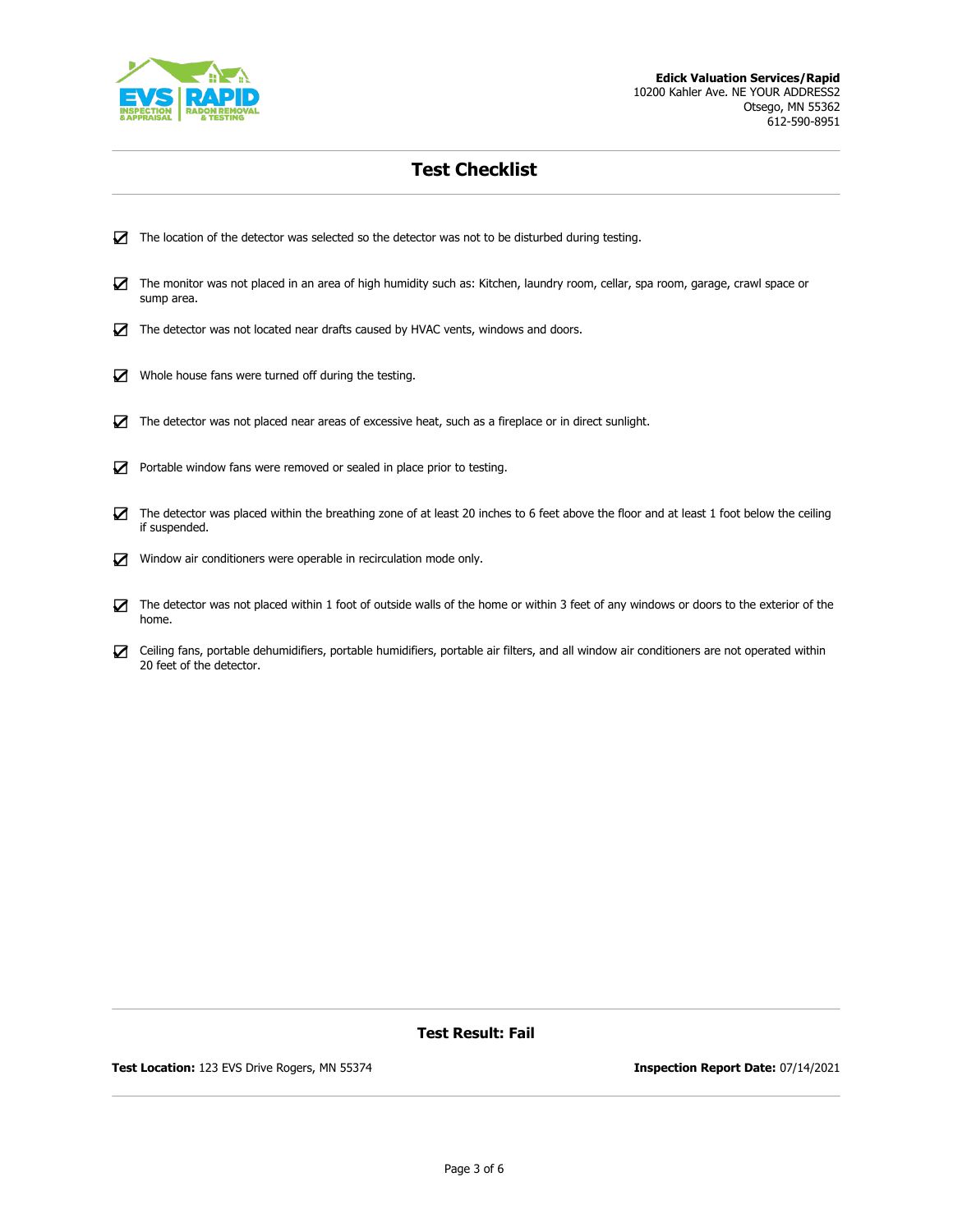**Edick Valuation Services/Rapid**
10200 Kahler Ave. NE YOUR ADDRESS2
Otsego, MN 55362
612-590-8951

# Test Checklist

- ☑ The location of the detector was selected so the detector was not to be disturbed during testing.
- ☑ The monitor was not placed in an area of high humidity such as: Kitchen, laundry room, cellar, spa room, garage, crawl space or sump area.
- ☑ The detector was not located near drafts caused by HVAC vents, windows and doors.
- ☑ Whole house fans were turned off during the testing.
- ☑ The detector was not placed near areas of excessive heat, such as a fireplace or in direct sunlight.
- ☑ Portable window fans were removed or sealed in place prior to testing.
- ☑ The detector was placed within the breathing zone of at least 20 inches to 6 feet above the floor and at least 1 foot below the ceiling if suspended.
- ☑ Window air conditioners were operable in recirculation mode only.
- ☑ The detector was not placed within 1 foot of outside walls of the home or within 3 feet of any windows or doors to the exterior of the home.
- ☑ Ceiling fans, portable dehumidifiers, portable humidifiers, portable air filters, and all window air conditioners are not operated within 20 feet of the detector.

**Test Result: Fail**

**Test Location:** 123 EVS Drive Rogers, MN 55374

**Inspection Report Date:** 07/14/2021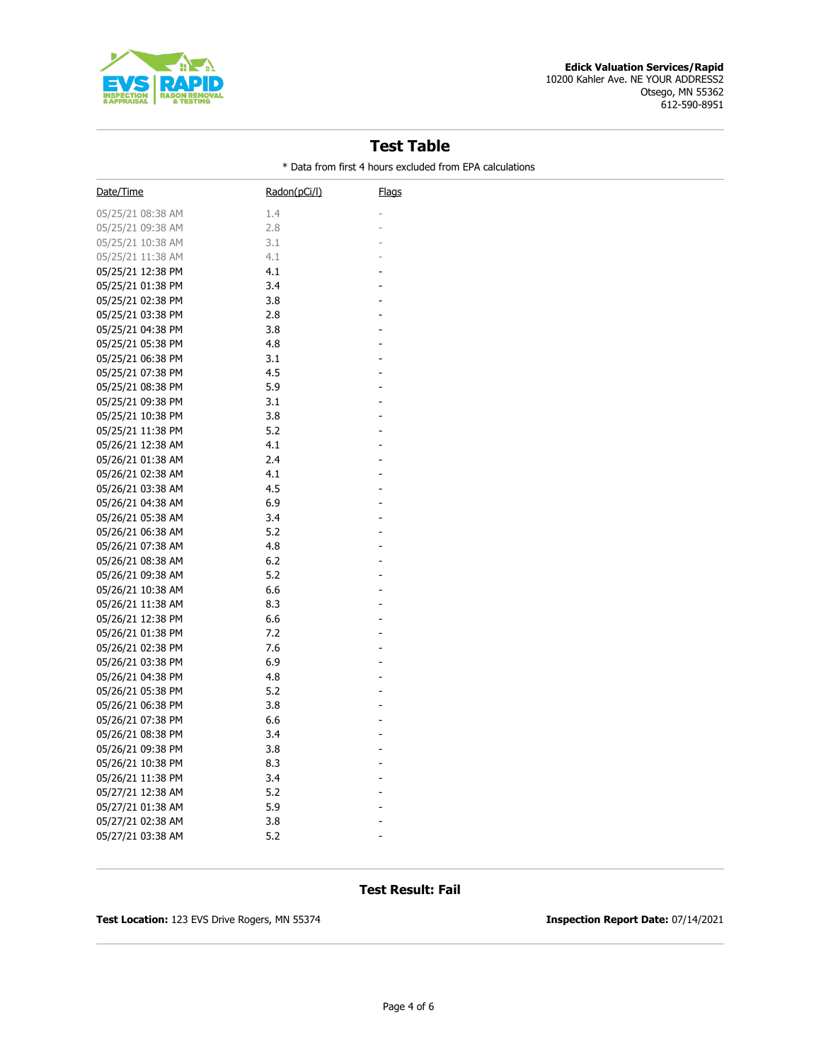**Edick Valuation Services/Rapid**
10200 Kahler Ave. NE YOUR ADDRESS2
Otsego, MN 55362
612-590-8951

## Test Table

\* Data from first 4 hours excluded from EPA calculations

| Date/Time | Radon(pCi/l) | Flags |
|---|---|---|
| 05/25/21 08:38 AM | 1.4 | - |
| 05/25/21 09:38 AM | 2.8 | - |
| 05/25/21 10:38 AM | 3.1 | - |
| 05/25/21 11:38 AM | 4.1 | - |
| 05/25/21 12:38 PM | 4.1 | - |
| 05/25/21 01:38 PM | 3.4 | - |
| 05/25/21 02:38 PM | 3.8 | - |
| 05/25/21 03:38 PM | 2.8 | - |
| 05/25/21 04:38 PM | 3.8 | - |
| 05/25/21 05:38 PM | 4.8 | - |
| 05/25/21 06:38 PM | 3.1 | - |
| 05/25/21 07:38 PM | 4.5 | - |
| 05/25/21 08:38 PM | 5.9 | - |
| 05/25/21 09:38 PM | 3.1 | - |
| 05/25/21 10:38 PM | 3.8 | - |
| 05/25/21 11:38 PM | 5.2 | - |
| 05/26/21 12:38 AM | 4.1 | - |
| 05/26/21 01:38 AM | 2.4 | - |
| 05/26/21 02:38 AM | 4.1 | - |
| 05/26/21 03:38 AM | 4.5 | - |
| 05/26/21 04:38 AM | 6.9 | - |
| 05/26/21 05:38 AM | 3.4 | - |
| 05/26/21 06:38 AM | 5.2 | - |
| 05/26/21 07:38 AM | 4.8 | - |
| 05/26/21 08:38 AM | 6.2 | - |
| 05/26/21 09:38 AM | 5.2 | - |
| 05/26/21 10:38 AM | 6.6 | - |
| 05/26/21 11:38 AM | 8.3 | - |
| 05/26/21 12:38 PM | 6.6 | - |
| 05/26/21 01:38 PM | 7.2 | - |
| 05/26/21 02:38 PM | 7.6 | - |
| 05/26/21 03:38 PM | 6.9 | - |
| 05/26/21 04:38 PM | 4.8 | - |
| 05/26/21 05:38 PM | 5.2 | - |
| 05/26/21 06:38 PM | 3.8 | - |
| 05/26/21 07:38 PM | 6.6 | - |
| 05/26/21 08:38 PM | 3.4 | - |
| 05/26/21 09:38 PM | 3.8 | - |
| 05/26/21 10:38 PM | 8.3 | - |
| 05/26/21 11:38 PM | 3.4 | - |
| 05/27/21 12:38 AM | 5.2 | - |
| 05/27/21 01:38 AM | 5.9 | - |
| 05/27/21 02:38 AM | 3.8 | - |
| 05/27/21 03:38 AM | 5.2 | - |

**Test Result: Fail**

**Test Location:** 123 EVS Drive Rogers, MN 55374

**Inspection Report Date:** 07/14/2021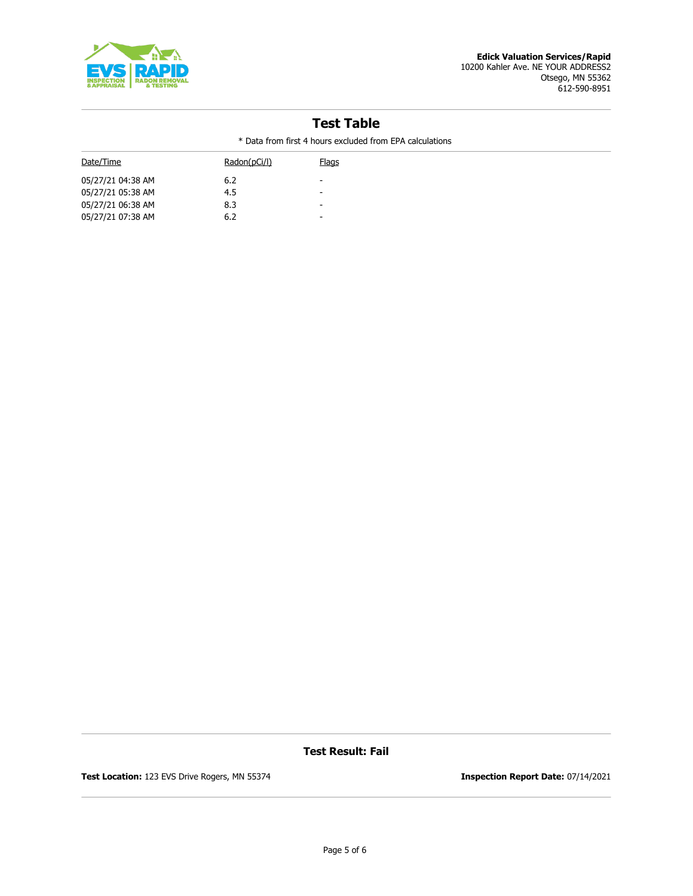**Edick Valuation Services/Rapid**
10200 Kahler Ave. NE YOUR ADDRESS2
Otsego, MN 55362
612-590-8951

## Test Table

* Data from first 4 hours excluded from EPA calculations

| Date/Time | Radon(pCi/l) | Flags |
|---|---|---|
| 05/27/21 04:38 AM | 6.2 | - |
| 05/27/21 05:38 AM | 4.5 | - |
| 05/27/21 06:38 AM | 8.3 | - |
| 05/27/21 07:38 AM | 6.2 | - |

**Test Result: Fail**

**Test Location:** 123 EVS Drive Rogers, MN 55374

**Inspection Report Date:** 07/14/2021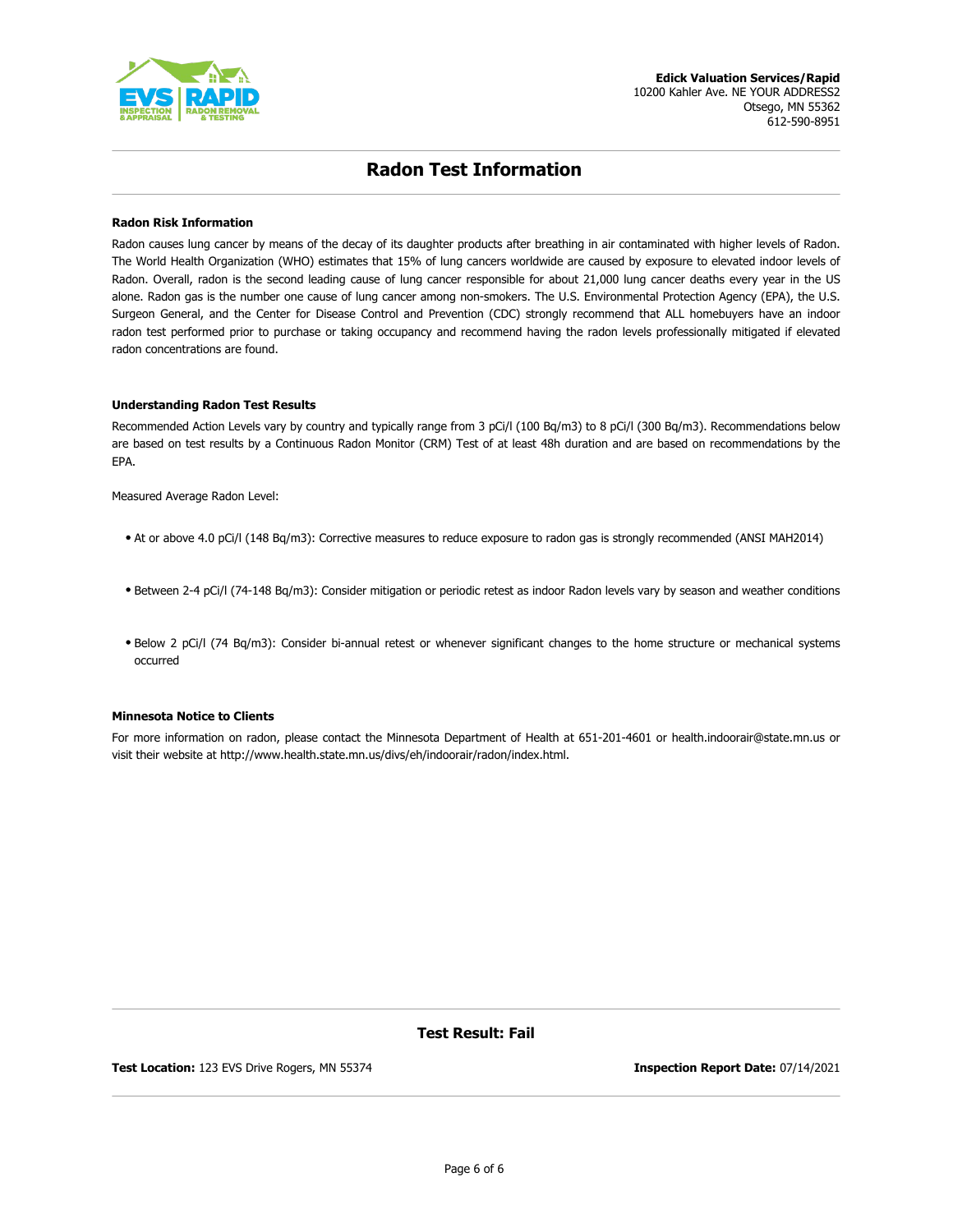**Edick Valuation Services/Rapid**
10200 Kahler Ave. NE YOUR ADDRESS2
Otsego, MN 55362
612-590-8951

# Radon Test Information

### Radon Risk Information

Radon causes lung cancer by means of the decay of its daughter products after breathing in air contaminated with higher levels of Radon. The World Health Organization (WHO) estimates that 15% of lung cancers worldwide are caused by exposure to elevated indoor levels of Radon. Overall, radon is the second leading cause of lung cancer responsible for about 21,000 lung cancer deaths every year in the US alone. Radon gas is the number one cause of lung cancer among non-smokers. The U.S. Environmental Protection Agency (EPA), the U.S. Surgeon General, and the Center for Disease Control and Prevention (CDC) strongly recommend that ALL homebuyers have an indoor radon test performed prior to purchase or taking occupancy and recommend having the radon levels professionally mitigated if elevated radon concentrations are found.

### Understanding Radon Test Results

Recommended Action Levels vary by country and typically range from 3 pCi/l (100 Bq/m3) to 8 pCi/l (300 Bq/m3). Recommendations below are based on test results by a Continuous Radon Monitor (CRM) Test of at least 48h duration and are based on recommendations by the EPA.

Measured Average Radon Level:

- At or above 4.0 pCi/l (148 Bq/m3): Corrective measures to reduce exposure to radon gas is strongly recommended (ANSI MAH2014)
- Between 2-4 pCi/l (74-148 Bq/m3): Consider mitigation or periodic retest as indoor Radon levels vary by season and weather conditions
- Below 2 pCi/l (74 Bq/m3): Consider bi-annual retest or whenever significant changes to the home structure or mechanical systems occurred

### Minnesota Notice to Clients

For more information on radon, please contact the Minnesota Department of Health at 651-201-4601 or health.indoorair@state.mn.us or visit their website at http://www.health.state.mn.us/divs/eh/indoorair/radon/index.html.

**Test Result: Fail**

**Test Location:** 123 EVS Drive Rogers, MN 55374

**Inspection Report Date:** 07/14/2021